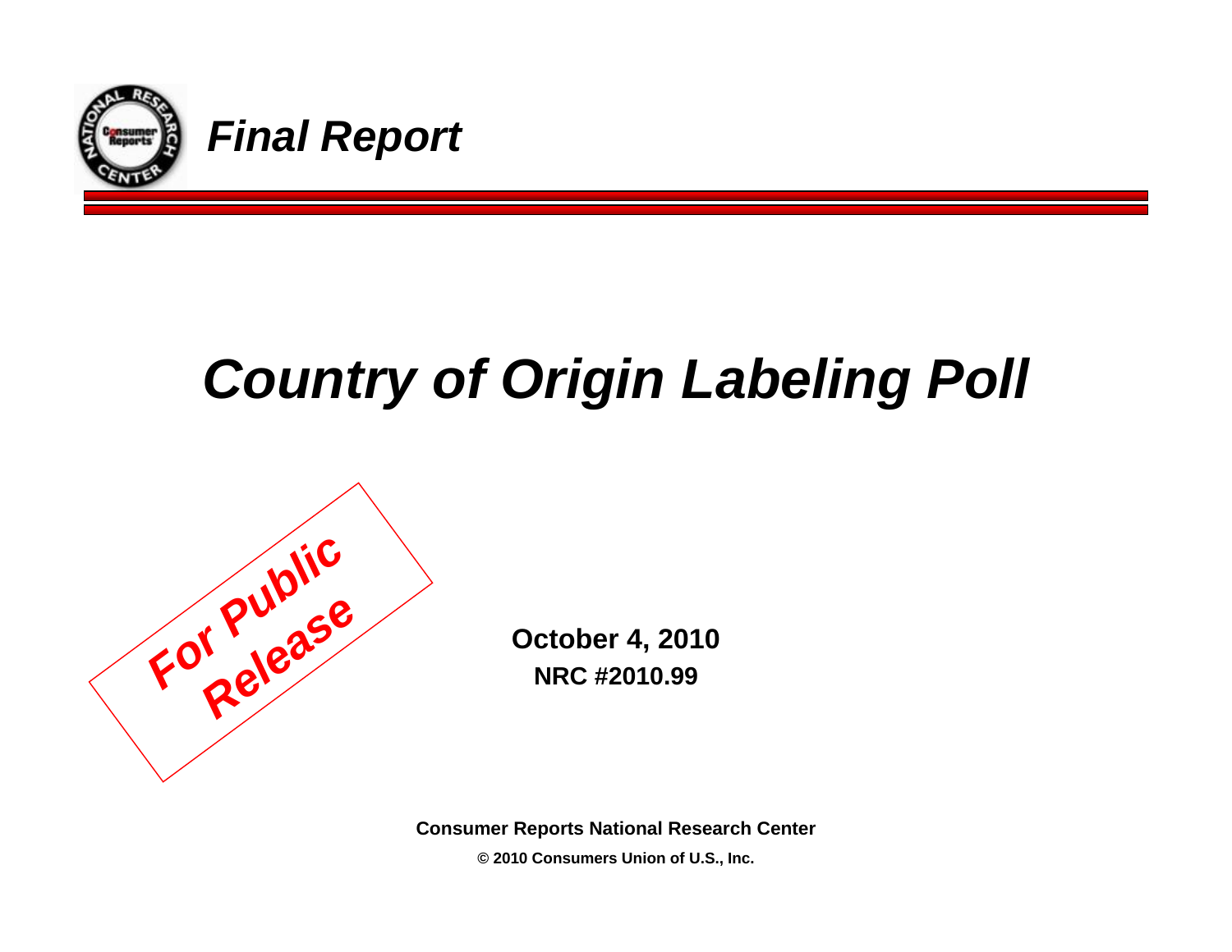*Final Report*

# *Country of Origin Labeling Poll*

**For Public Release**

**October 4, 2010**

**NRC #2010.99**

**Consumer Reports National Research Center**

**© 2010 Consumers Union of U.S., Inc.**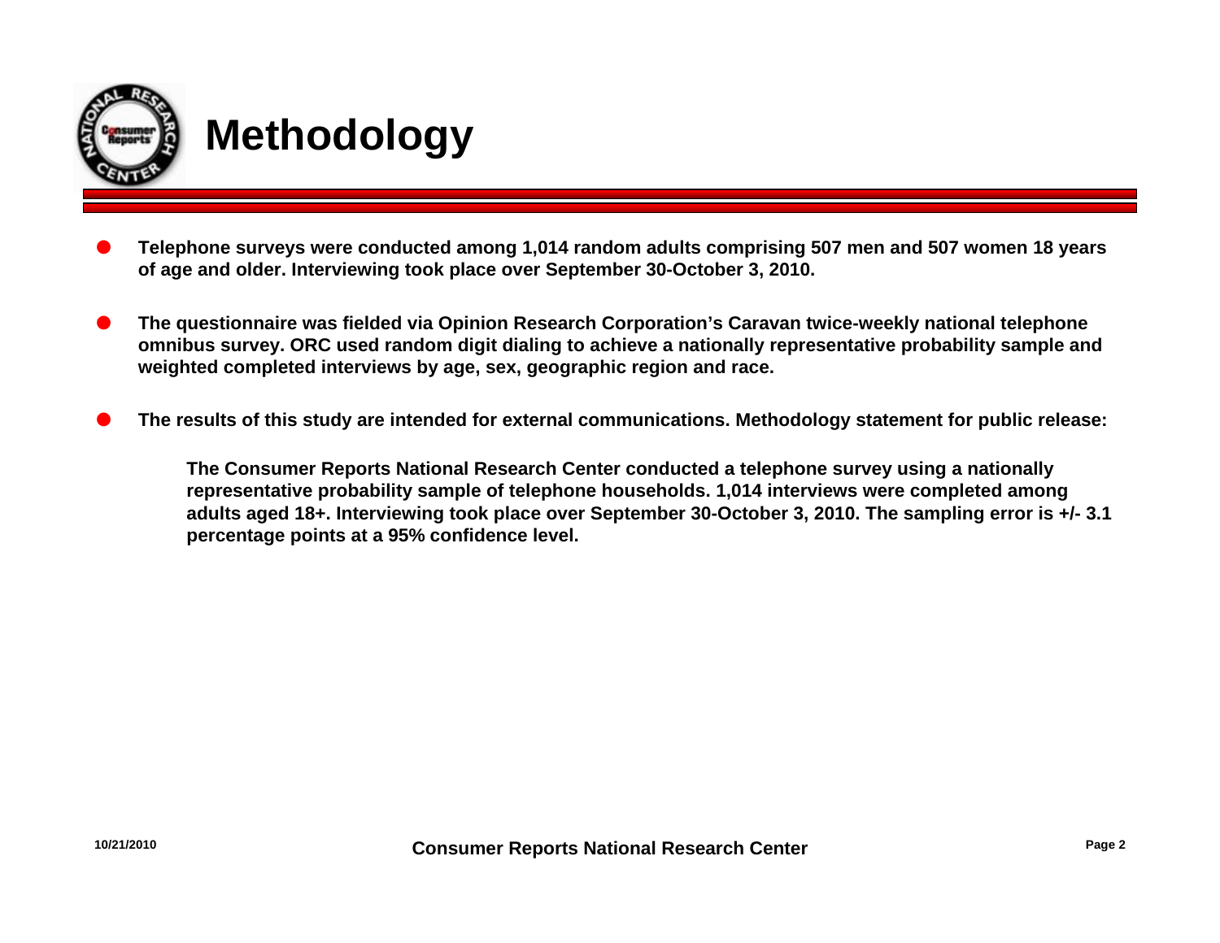# Methodology

- **Telephone surveys were conducted among 1,014 random adults comprising 507 men and 507 women 18 years of age and older. Interviewing took place over September 30-October 3, 2010.**

- **The questionnaire was fielded via Opinion Research Corporation's Caravan twice-weekly national telephone omnibus survey. ORC used random digit dialing to achieve a nationally representative probability sample and weighted completed interviews by age, sex, geographic region and race.**

- **The results of this study are intended for external communications. Methodology statement for public release:**

  **The Consumer Reports National Research Center conducted a telephone survey using a nationally representative probability sample of telephone households. 1,014 interviews were completed among adults aged 18+. Interviewing took place over September 30-October 3, 2010. The sampling error is +/- 3.1 percentage points at a 95% confidence level.**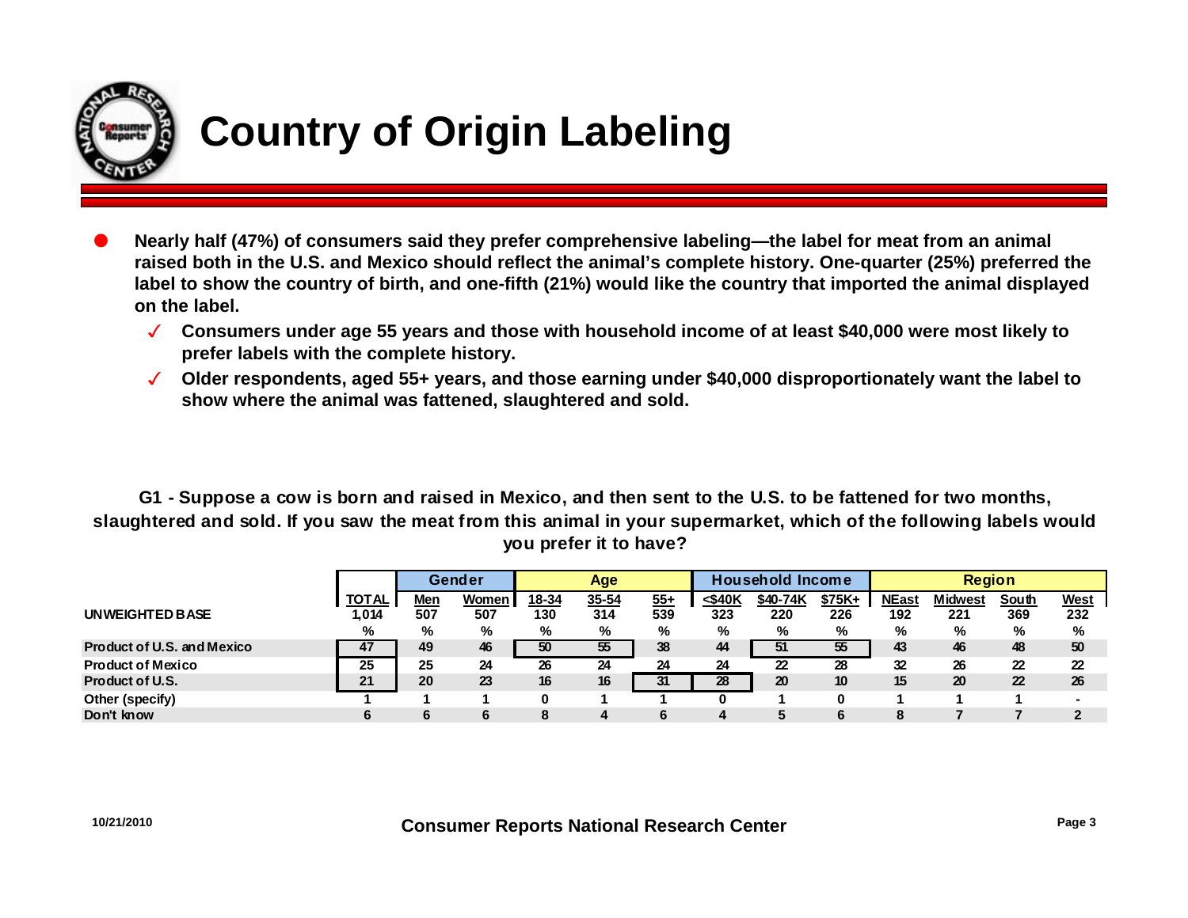# Country of Origin Labeling

- Nearly half (47%) of consumers said they prefer comprehensive labeling—the label for meat from an animal raised both in the U.S. and Mexico should reflect the animal's complete history. One-quarter (25%) preferred the label to show the country of birth, and one-fifth (21%) would like the country that imported the animal displayed on the label.
  - ✓ Consumers under age 55 years and those with household income of at least $40,000 were most likely to prefer labels with the complete history.
  - ✓ Older respondents, aged 55+ years, and those earning under $40,000 disproportionately want the label to show where the animal was fattened, slaughtered and sold.

**G1 - Suppose a cow is born and raised in Mexico, and then sent to the U.S. to be fattened for two months, slaughtered and sold. If you saw the meat from this animal in your supermarket, which of the following labels would you prefer it to have?**

| | | Gender | | Age | | | Household Income | | | Region | | | |
|---|---|---|---|---|---|---|---|---|---|---|---|---|---|
| | TOTAL | Men | Women | 18-34 | 35-54 | 55+ | <$40K | $40-74K | $75K+ | NEast | Midwest | South | West |
| UNWEIGHTED BASE | 1,014 | 507 | 507 | 130 | 314 | 539 | 323 | 220 | 226 | 192 | 221 | 369 | 232 |
| | % | % | % | % | % | % | % | % | % | % | % | % | % |
| Product of U.S. and Mexico | 47 | 49 | 46 | 50 | 55 | 38 | 44 | 51 | 55 | 43 | 46 | 48 | 50 |
| Product of Mexico | 25 | 25 | 24 | 26 | 24 | 24 | 24 | 22 | 28 | 32 | 26 | 22 | 22 |
| Product of U.S. | 21 | 20 | 23 | 16 | 16 | 31 | 28 | 20 | 10 | 15 | 20 | 22 | 26 |
| Other (specify) | 1 | 1 | 1 | 0 | 1 | 1 | 0 | 1 | 0 | 1 | 1 | 1 | - |
| Don't know | 6 | 6 | 6 | 8 | 4 | 6 | 4 | 5 | 6 | 8 | 7 | 7 | 2 |

10/21/2010 Consumer Reports National Research Center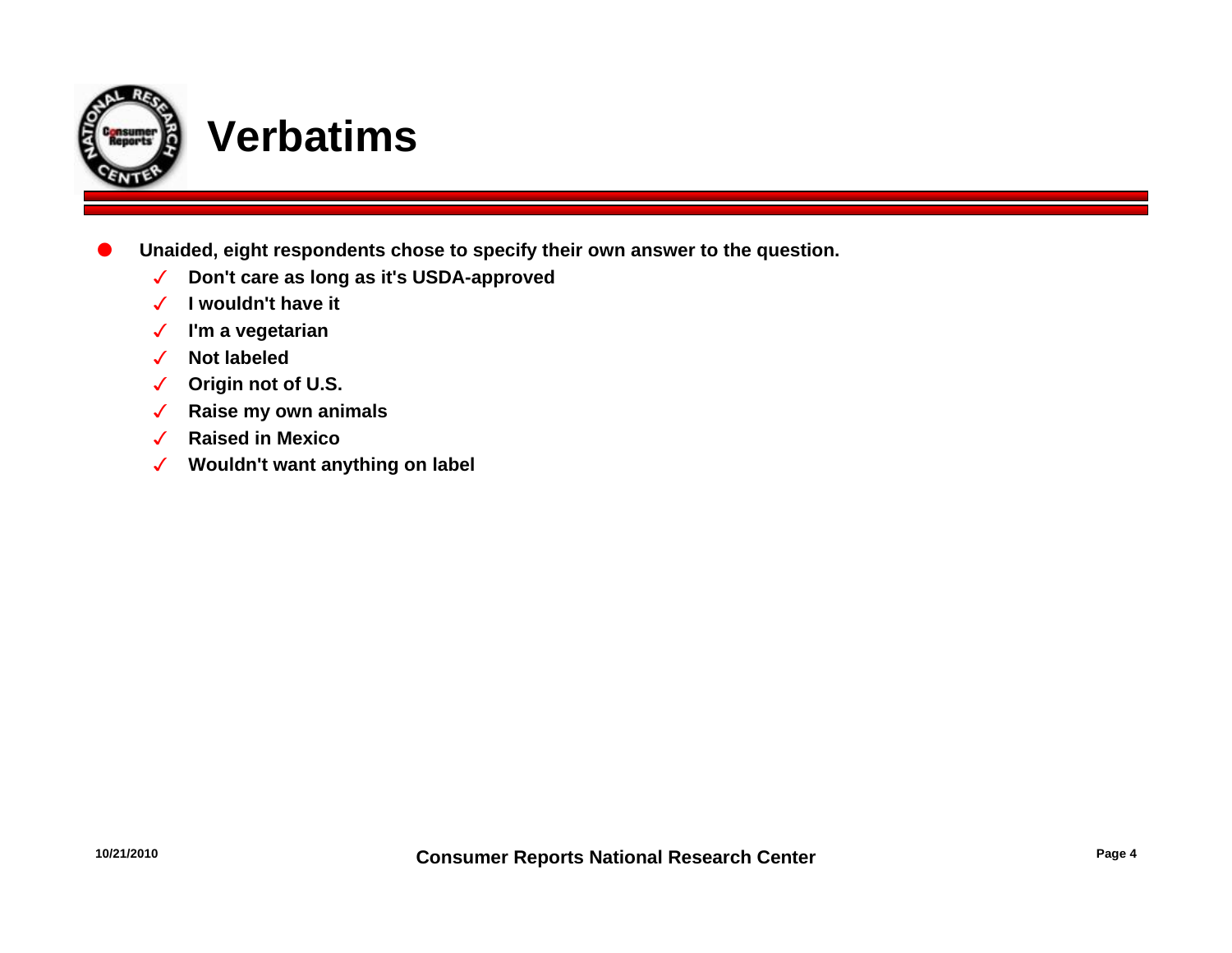# Verbatims

- **Unaided, eight respondents chose to specify their own answer to the question.**
  - **Don't care as long as it's USDA-approved**
  - **I wouldn't have it**
  - **I'm a vegetarian**
  - **Not labeled**
  - **Origin not of U.S.**
  - **Raise my own animals**
  - **Raised in Mexico**
  - **Wouldn't want anything on label**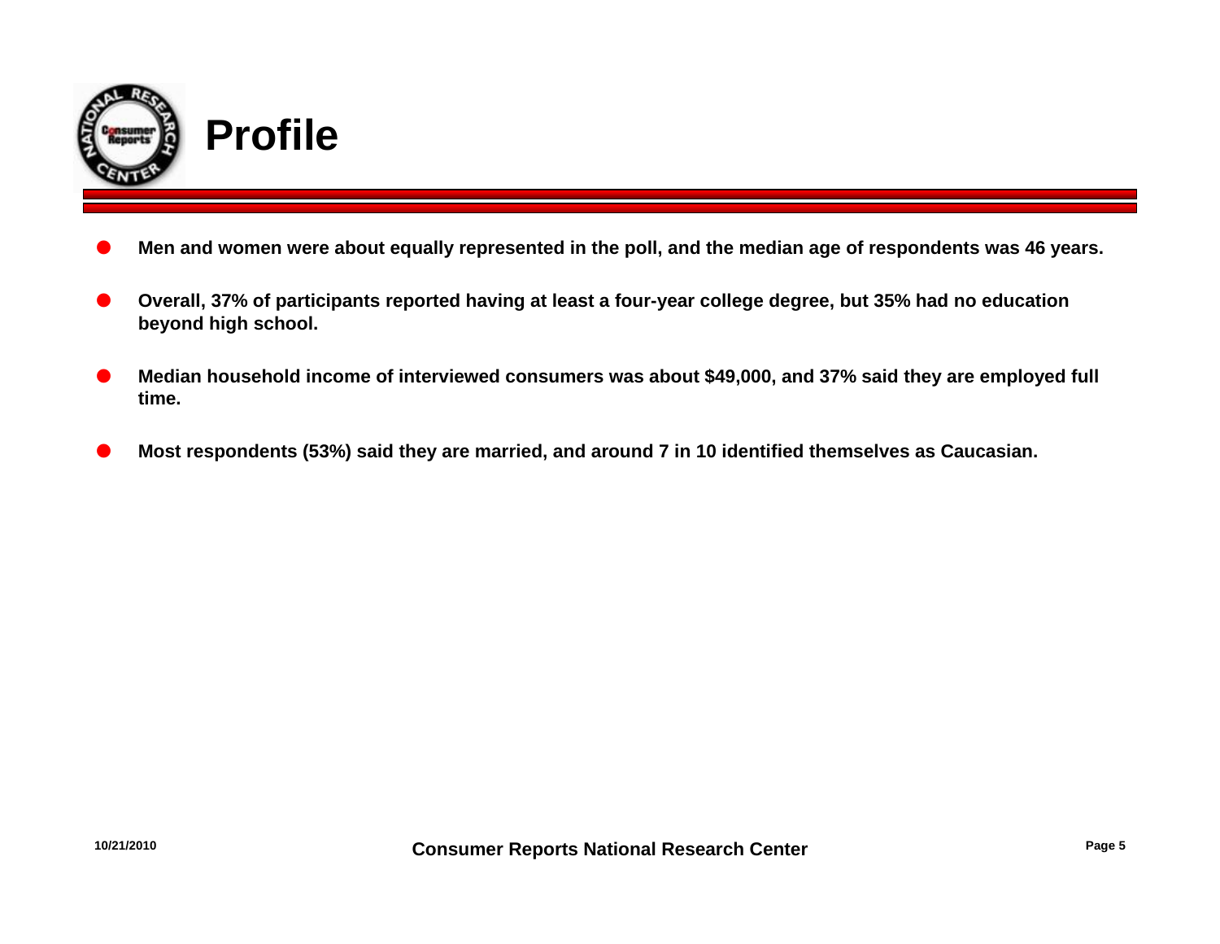# Profile

- **Men and women were about equally represented in the poll, and the median age of respondents was 46 years.**
- **Overall, 37% of participants reported having at least a four-year college degree, but 35% had no education beyond high school.**
- **Median household income of interviewed consumers was about $49,000, and 37% said they are employed full time.**
- **Most respondents (53%) said they are married, and around 7 in 10 identified themselves as Caucasian.**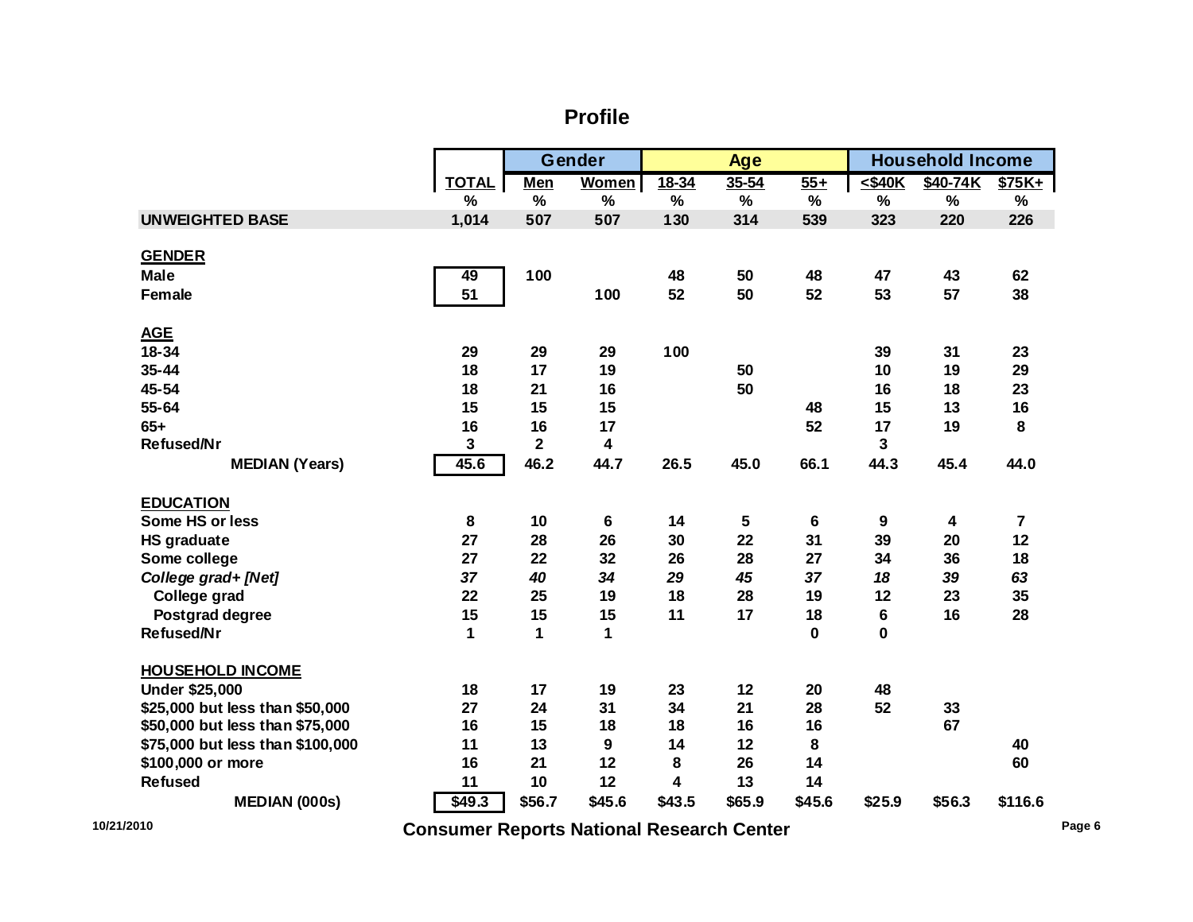## Profile

| | TOTAL | Gender | | Age | | | Household Income | | |
|---|---|---|---|---|---|---|---|---|---|
| | | Men | Women | 18-34 | 35-54 | 55+ | <$40K | $40-74K | $75K+ |
| | % | % | % | % | % | % | % | % | % |
| **UNWEIGHTED BASE** | 1,014 | 507 | 507 | 130 | 314 | 539 | 323 | 220 | 226 |
| **GENDER** | | | | | | | | | |
| Male | 49 | 100 | | 48 | 50 | 48 | 47 | 43 | 62 |
| Female | 51 | | 100 | 52 | 50 | 52 | 53 | 57 | 38 |
| **AGE** | | | | | | | | | |
| 18-34 | 29 | 29 | 29 | 100 | | | 39 | 31 | 23 |
| 35-44 | 18 | 17 | 19 | | 50 | | 10 | 19 | 29 |
| 45-54 | 18 | 21 | 16 | | 50 | | 16 | 18 | 23 |
| 55-64 | 15 | 15 | 15 | | | 48 | 15 | 13 | 16 |
| 65+ | 16 | 16 | 17 | | | 52 | 17 | 19 | 8 |
| Refused/Nr | 3 | 2 | 4 | | | | 3 | | |
| MEDIAN (Years) | 45.6 | 46.2 | 44.7 | 26.5 | 45.0 | 66.1 | 44.3 | 45.4 | 44.0 |
| **EDUCATION** | | | | | | | | | |
| Some HS or less | 8 | 10 | 6 | 14 | 5 | 6 | 9 | 4 | 7 |
| HS graduate | 27 | 28 | 26 | 30 | 22 | 31 | 39 | 20 | 12 |
| Some college | 27 | 22 | 32 | 26 | 28 | 27 | 34 | 36 | 18 |
| *College grad+ [Net]* | *37* | *40* | *34* | *29* | *45* | *37* | *18* | *39* | *63* |
| College grad | 22 | 25 | 19 | 18 | 28 | 19 | 12 | 23 | 35 |
| Postgrad degree | 15 | 15 | 15 | 11 | 17 | 18 | 6 | 16 | 28 |
| Refused/Nr | 1 | 1 | 1 | | | 0 | 0 | | |
| **HOUSEHOLD INCOME** | | | | | | | | | |
| Under $25,000 | 18 | 17 | 19 | 23 | 12 | 20 | 48 | | |
| $25,000 but less than $50,000 | 27 | 24 | 31 | 34 | 21 | 28 | 52 | 33 | |
| $50,000 but less than $75,000 | 16 | 15 | 18 | 18 | 16 | 16 | | 67 | |
| $75,000 but less than $100,000 | 11 | 13 | 9 | 14 | 12 | 8 | | | 40 |
| $100,000 or more | 16 | 21 | 12 | 8 | 26 | 14 | | | 60 |
| Refused | 11 | 10 | 12 | 4 | 13 | 14 | | | |
| MEDIAN (000s) | $49.3 | $56.7 | $45.6 | $43.5 | $65.9 | $45.6 | $25.9 | $56.3 | $116.6 |

10/21/2010

Consumer Reports National Research Center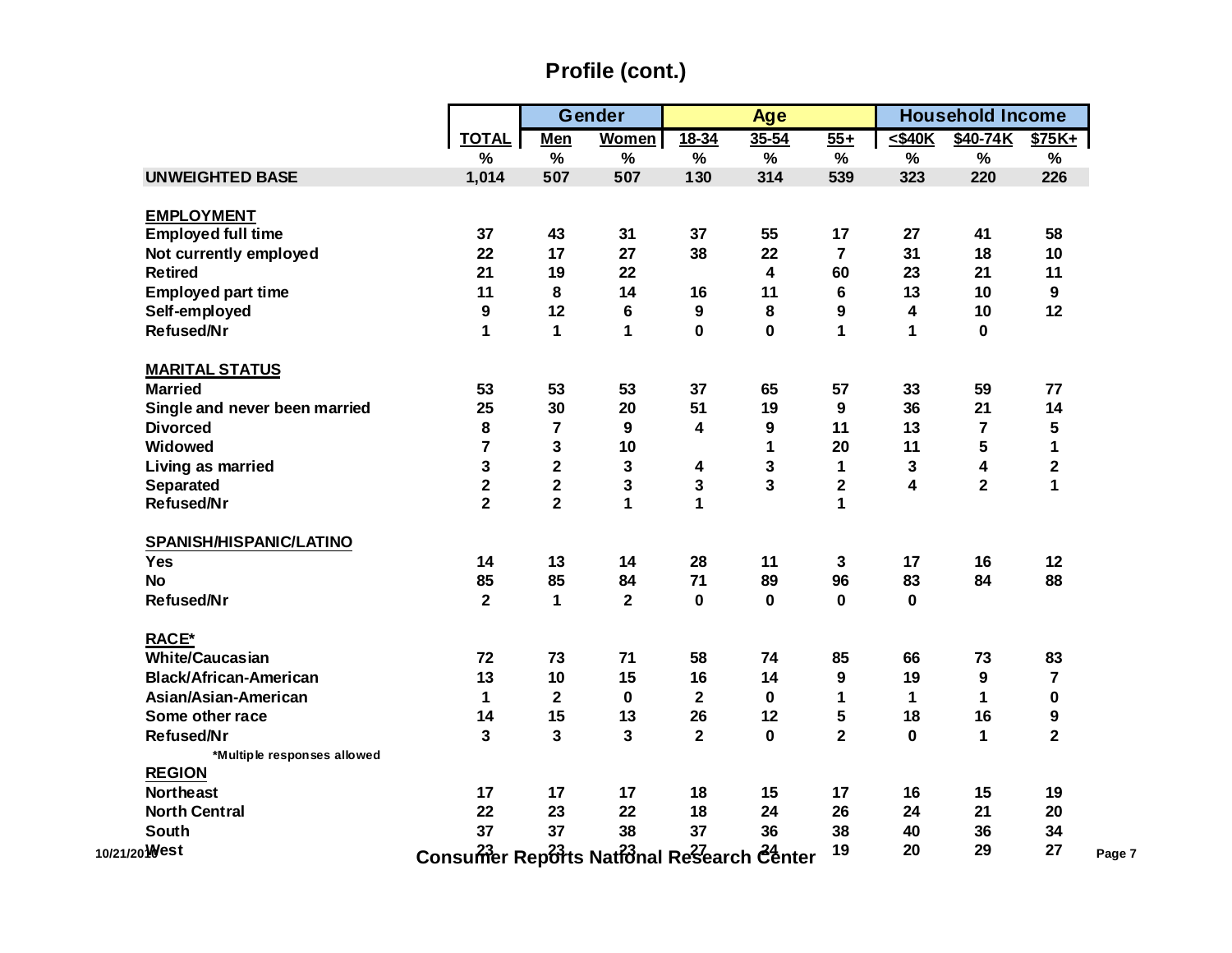# Profile (cont.)

| | | Gender | | Age | | | Household Income | | |
|---|---|---|---|---|---|---|---|---|---|
| | TOTAL | Men | Women | 18-34 | 35-54 | 55+ | <$40K | $40-74K | $75K+ |
| | % | % | % | % | % | % | % | % | % |
| **UNWEIGHTED BASE** | 1,014 | 507 | 507 | 130 | 314 | 539 | 323 | 220 | 226 |
| **EMPLOYMENT** | | | | | | | | | |
| Employed full time | 37 | 43 | 31 | 37 | 55 | 17 | 27 | 41 | 58 |
| Not currently employed | 22 | 17 | 27 | 38 | 22 | 7 | 31 | 18 | 10 |
| Retired | 21 | 19 | 22 | | 4 | 60 | 23 | 21 | 11 |
| Employed part time | 11 | 8 | 14 | 16 | 11 | 6 | 13 | 10 | 9 |
| Self-employed | 9 | 12 | 6 | 9 | 8 | 9 | 4 | 10 | 12 |
| Refused/Nr | 1 | 1 | 1 | 0 | 0 | 1 | 1 | 0 | |
| **MARITAL STATUS** | | | | | | | | | |
| Married | 53 | 53 | 53 | 37 | 65 | 57 | 33 | 59 | 77 |
| Single and never been married | 25 | 30 | 20 | 51 | 19 | 9 | 36 | 21 | 14 |
| Divorced | 8 | 7 | 9 | 4 | 9 | 11 | 13 | 7 | 5 |
| Widowed | 7 | 3 | 10 | | 1 | 20 | 11 | 5 | 1 |
| Living as married | 3 | 2 | 3 | 4 | 3 | 1 | 3 | 4 | 2 |
| Separated | 2 | 2 | 3 | 3 | 3 | 2 | 4 | 2 | 1 |
| Refused/Nr | 2 | 2 | 1 | 1 | | 1 | | | |
| **SPANISH/HISPANIC/LATINO** | | | | | | | | | |
| Yes | 14 | 13 | 14 | 28 | 11 | 3 | 17 | 16 | 12 |
| No | 85 | 85 | 84 | 71 | 89 | 96 | 83 | 84 | 88 |
| Refused/Nr | 2 | 1 | 2 | 0 | 0 | 0 | 0 | | |
| **RACE*** | | | | | | | | | |
| White/Caucasian | 72 | 73 | 71 | 58 | 74 | 85 | 66 | 73 | 83 |
| Black/African-American | 13 | 10 | 15 | 16 | 14 | 9 | 19 | 9 | 7 |
| Asian/Asian-American | 1 | 2 | 0 | 2 | 0 | 1 | 1 | 1 | 0 |
| Some other race | 14 | 15 | 13 | 26 | 12 | 5 | 18 | 16 | 9 |
| Refused/Nr | 3 | 3 | 3 | 2 | 0 | 2 | 0 | 1 | 2 |
| **REGION** | | | | | | | | | |
| Northeast | 17 | 17 | 17 | 18 | 15 | 17 | 16 | 15 | 19 |
| North Central | 22 | 23 | 22 | 18 | 24 | 26 | 24 | 21 | 20 |
| South | 37 | 37 | 38 | 37 | 36 | 38 | 40 | 36 | 34 |
| West | 23 | 23 | 23 | 27 | 24 | 19 | 20 | 29 | 27 |

*Multiple responses allowed

Consumer Reports National Research Center